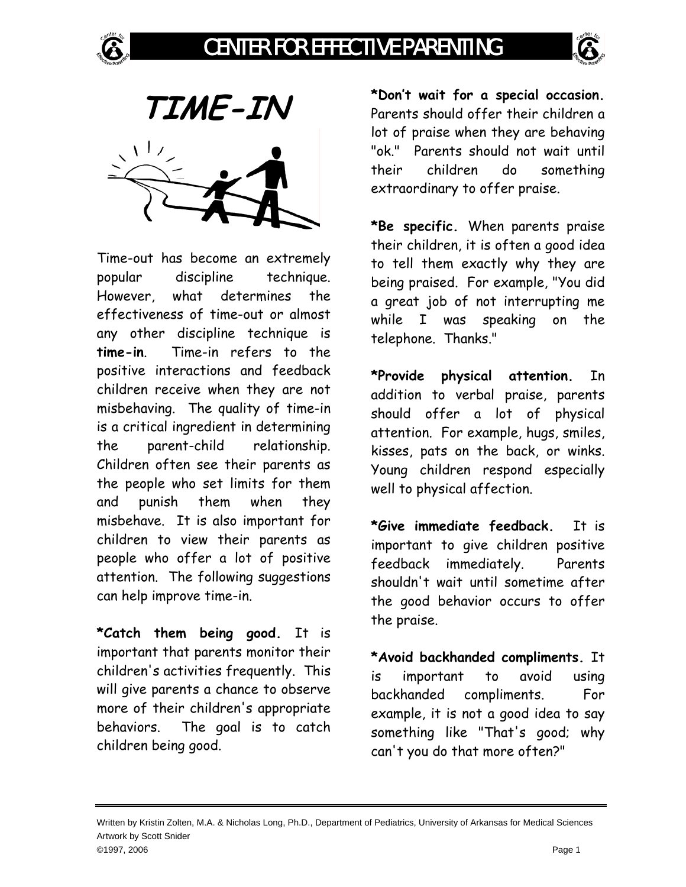# TIME-IN

Time-out has become an extremely popular discipline technique. However, what determines the effectiveness of time-out or almost any other discipline technique is **time-in**. Time-in refers to the positive interactions and feedback children receive when they are not misbehaving. The quality of time-in is a critical ingredient in determining the parent-child relationship. Children often see their parents as the people who set limits for them and punish them when they misbehave. It is also important for children to view their parents as people who offer a lot of positive attention. The following suggestions can help improve time-in.

**\*Catch them being good.** It is important that parents monitor their children's activities frequently. This will give parents a chance to observe more of their children's appropriate behaviors. The goal is to catch children being good.

**\*Don't wait for a special occasion.** Parents should offer their children a lot of praise when they are behaving "ok." Parents should not wait until their children do something extraordinary to offer praise.

**\*Be specific.** When parents praise their children, it is often a good idea to tell them exactly why they are being praised. For example, "You did a great job of not interrupting me while I was speaking on the telephone. Thanks."

**\*Provide physical attention.** In addition to verbal praise, parents should offer a lot of physical attention. For example, hugs, smiles, kisses, pats on the back, or winks. Young children respond especially well to physical affection.

**\*Give immediate feedback.** It is important to give children positive feedback immediately. Parents shouldn't wait until sometime after the good behavior occurs to offer the praise.

**\*Avoid backhanded compliments.** It is important to avoid using backhanded compliments. For example, it is not a good idea to say something like "That's good; why can't you do that more often?"

Written by Kristin Zolten, M.A. & Nicholas Long, Ph.D., Department of Pediatrics, University of Arkansas for Medical Sciences
Artwork by Scott Snider
©1997, 2006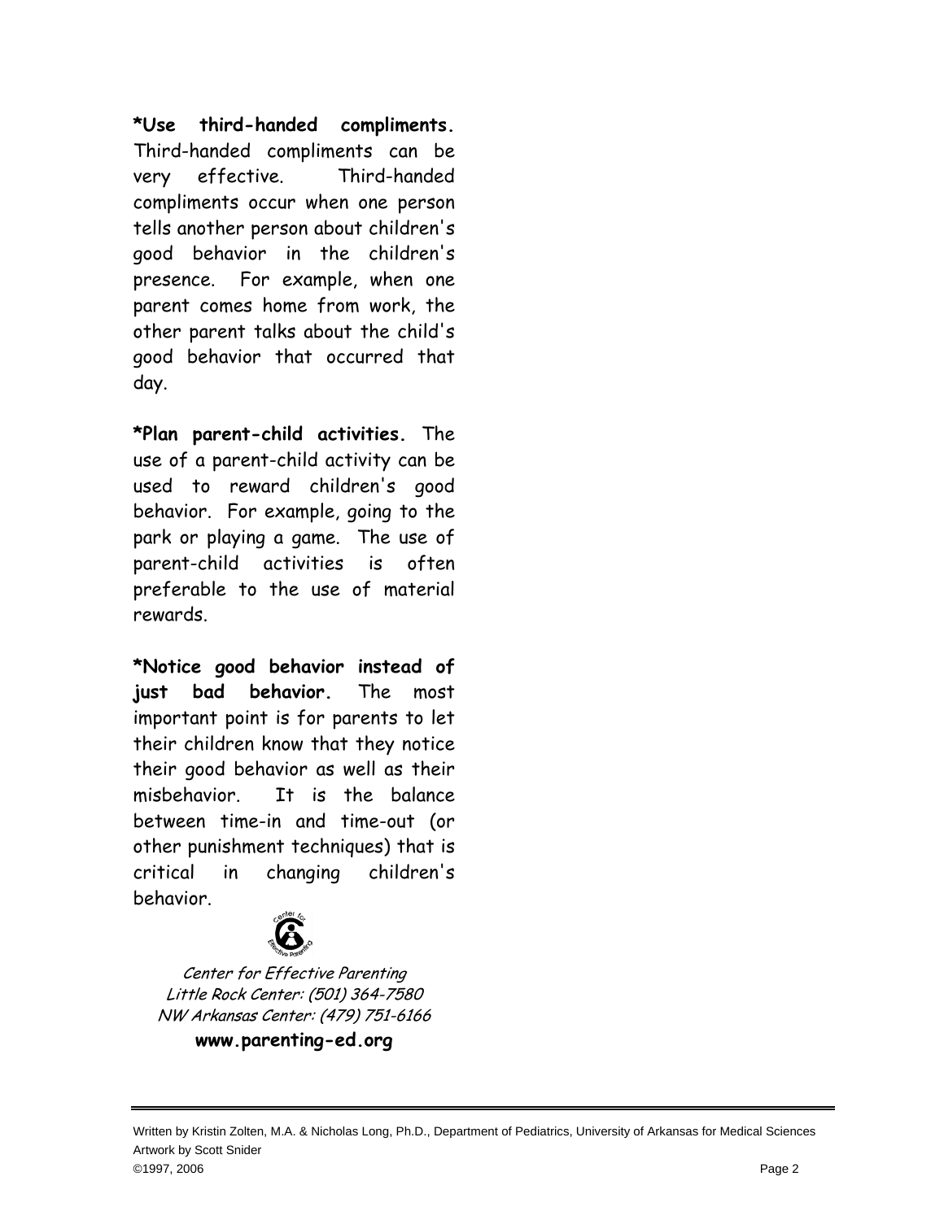**\*Use third-handed compliments.** Third-handed compliments can be very effective. Third-handed compliments occur when one person tells another person about children's good behavior in the children's presence. For example, when one parent comes home from work, the other parent talks about the child's good behavior that occurred that day.

**\*Plan parent-child activities.** The use of a parent-child activity can be used to reward children's good behavior. For example, going to the park or playing a game. The use of parent-child activities is often preferable to the use of material rewards.

**\*Notice good behavior instead of just bad behavior.** The most important point is for parents to let their children know that they notice their good behavior as well as their misbehavior. It is the balance between time-in and time-out (or other punishment techniques) that is critical in changing children's behavior.

*Center for Effective Parenting*
*Little Rock Center: (501) 364-7580*
*NW Arkansas Center: (479) 751-6166*
**www.parenting-ed.org**

Written by Kristin Zolten, M.A. & Nicholas Long, Ph.D., Department of Pediatrics, University of Arkansas for Medical Sciences
Artwork by Scott Snider
©1997, 2006